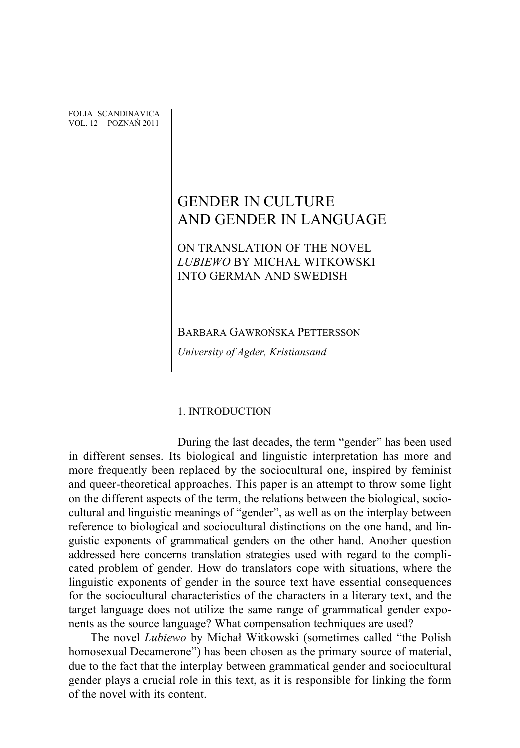# GENDER IN CULTURE AND GENDER IN LANGUAGE

## ON TRANSLATION OF THE NOVEL *LUBIEWO* BY MICHAŁ WITKOWSKI INTO GERMAN AND SWEDISH

BARBARA GAWROŃSKA PETTERSSON

*University of Agder, Kristiansand*

### 1. INTRODUCTION

During the last decades, the term "gender" has been used in different senses. Its biological and linguistic interpretation has more and more frequently been replaced by the sociocultural one, inspired by feminist and queer-theoretical approaches. This paper is an attempt to throw some light on the different aspects of the term, the relations between the biological, sociocultural and linguistic meanings of "gender", as well as on the interplay between reference to biological and sociocultural distinctions on the one hand, and linguistic exponents of grammatical genders on the other hand. Another question addressed here concerns translation strategies used with regard to the complicated problem of gender. How do translators cope with situations, where the linguistic exponents of gender in the source text have essential consequences for the sociocultural characteristics of the characters in a literary text, and the target language does not utilize the same range of grammatical gender exponents as the source language? What compensation techniques are used?

The novel *Lubiewo* by Michał Witkowski (sometimes called "the Polish homosexual Decamerone") has been chosen as the primary source of material, due to the fact that the interplay between grammatical gender and sociocultural gender plays a crucial role in this text, as it is responsible for linking the form of the novel with its content.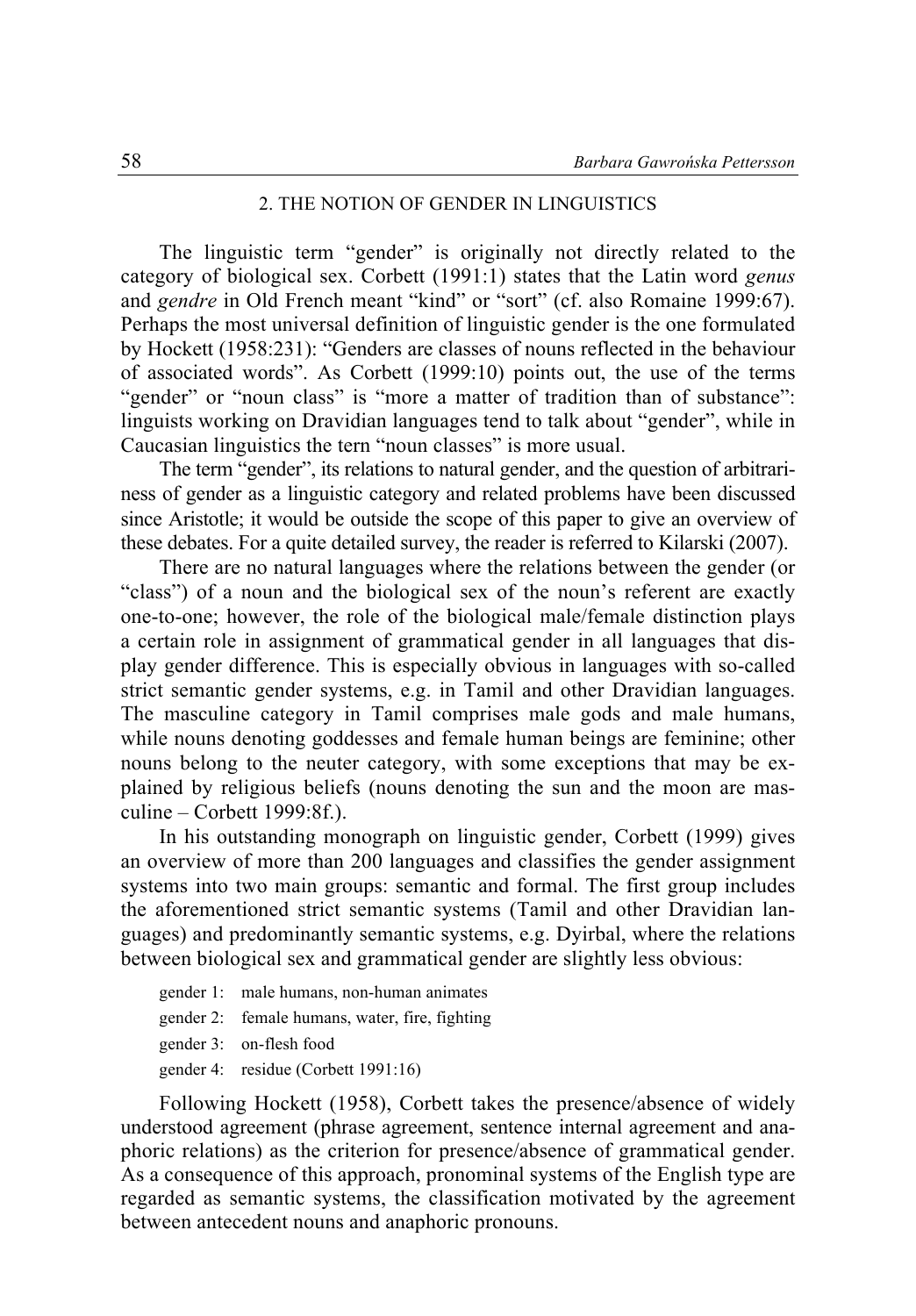## 2. THE NOTION OF GENDER IN LINGUISTICS

The linguistic term "gender" is originally not directly related to the category of biological sex. Corbett (1991:1) states that the Latin word *genus* and *gendre* in Old French meant "kind" or "sort" (cf. also Romaine 1999:67). Perhaps the most universal definition of linguistic gender is the one formulated by Hockett (1958:231): "Genders are classes of nouns reflected in the behaviour of associated words". As Corbett (1999:10) points out, the use of the terms "gender" or "noun class" is "more a matter of tradition than of substance": linguists working on Dravidian languages tend to talk about "gender", while in Caucasian linguistics the tern "noun classes" is more usual.

The term "gender", its relations to natural gender, and the question of arbitrariness of gender as a linguistic category and related problems have been discussed since Aristotle; it would be outside the scope of this paper to give an overview of these debates. For a quite detailed survey, the reader is referred to Kilarski (2007).

There are no natural languages where the relations between the gender (or "class") of a noun and the biological sex of the noun's referent are exactly one-to-one; however, the role of the biological male/female distinction plays a certain role in assignment of grammatical gender in all languages that display gender difference. This is especially obvious in languages with so-called strict semantic gender systems, e.g. in Tamil and other Dravidian languages. The masculine category in Tamil comprises male gods and male humans, while nouns denoting goddesses and female human beings are feminine; other nouns belong to the neuter category, with some exceptions that may be explained by religious beliefs (nouns denoting the sun and the moon are masculine – Corbett 1999:8f.).

In his outstanding monograph on linguistic gender, Corbett (1999) gives an overview of more than 200 languages and classifies the gender assignment systems into two main groups: semantic and formal. The first group includes the aforementioned strict semantic systems (Tamil and other Dravidian languages) and predominantly semantic systems, e.g. Dyirbal, where the relations between biological sex and grammatical gender are slightly less obvious:

gender 1: male humans, non-human animates
gender 2: female humans, water, fire, fighting
gender 3: on-flesh food
gender 4: residue (Corbett 1991:16)

Following Hockett (1958), Corbett takes the presence/absence of widely understood agreement (phrase agreement, sentence internal agreement and anaphoric relations) as the criterion for presence/absence of grammatical gender. As a consequence of this approach, pronominal systems of the English type are regarded as semantic systems, the classification motivated by the agreement between antecedent nouns and anaphoric pronouns.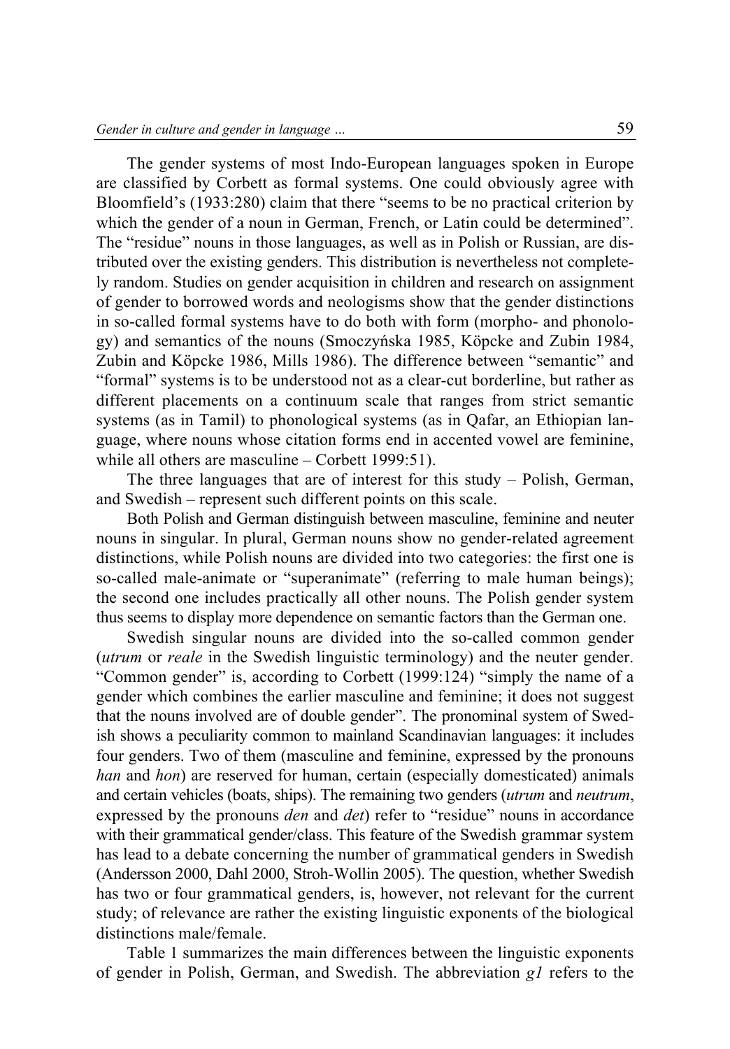The gender systems of most Indo-European languages spoken in Europe are classified by Corbett as formal systems. One could obviously agree with Bloomfield's (1933:280) claim that there "seems to be no practical criterion by which the gender of a noun in German, French, or Latin could be determined". The "residue" nouns in those languages, as well as in Polish or Russian, are distributed over the existing genders. This distribution is nevertheless not completely random. Studies on gender acquisition in children and research on assignment of gender to borrowed words and neologisms show that the gender distinctions in so-called formal systems have to do both with form (morpho- and phonology) and semantics of the nouns (Smoczyńska 1985, Köpcke and Zubin 1984, Zubin and Köpcke 1986, Mills 1986). The difference between "semantic" and "formal" systems is to be understood not as a clear-cut borderline, but rather as different placements on a continuum scale that ranges from strict semantic systems (as in Tamil) to phonological systems (as in Qafar, an Ethiopian language, where nouns whose citation forms end in accented vowel are feminine, while all others are masculine – Corbett 1999:51).

The three languages that are of interest for this study – Polish, German, and Swedish – represent such different points on this scale.

Both Polish and German distinguish between masculine, feminine and neuter nouns in singular. In plural, German nouns show no gender-related agreement distinctions, while Polish nouns are divided into two categories: the first one is so-called male-animate or "superanimate" (referring to male human beings); the second one includes practically all other nouns. The Polish gender system thus seems to display more dependence on semantic factors than the German one.

Swedish singular nouns are divided into the so-called common gender (*utrum* or *reale* in the Swedish linguistic terminology) and the neuter gender. "Common gender" is, according to Corbett (1999:124) "simply the name of a gender which combines the earlier masculine and feminine; it does not suggest that the nouns involved are of double gender". The pronominal system of Swedish shows a peculiarity common to mainland Scandinavian languages: it includes four genders. Two of them (masculine and feminine, expressed by the pronouns *han* and *hon*) are reserved for human, certain (especially domesticated) animals and certain vehicles (boats, ships). The remaining two genders (*utrum* and *neutrum*, expressed by the pronouns *den* and *det*) refer to "residue" nouns in accordance with their grammatical gender/class. This feature of the Swedish grammar system has lead to a debate concerning the number of grammatical genders in Swedish (Andersson 2000, Dahl 2000, Stroh-Wollin 2005). The question, whether Swedish has two or four grammatical genders, is, however, not relevant for the current study; of relevance are rather the existing linguistic exponents of the biological distinctions male/female.

Table 1 summarizes the main differences between the linguistic exponents of gender in Polish, German, and Swedish. The abbreviation *g1* refers to the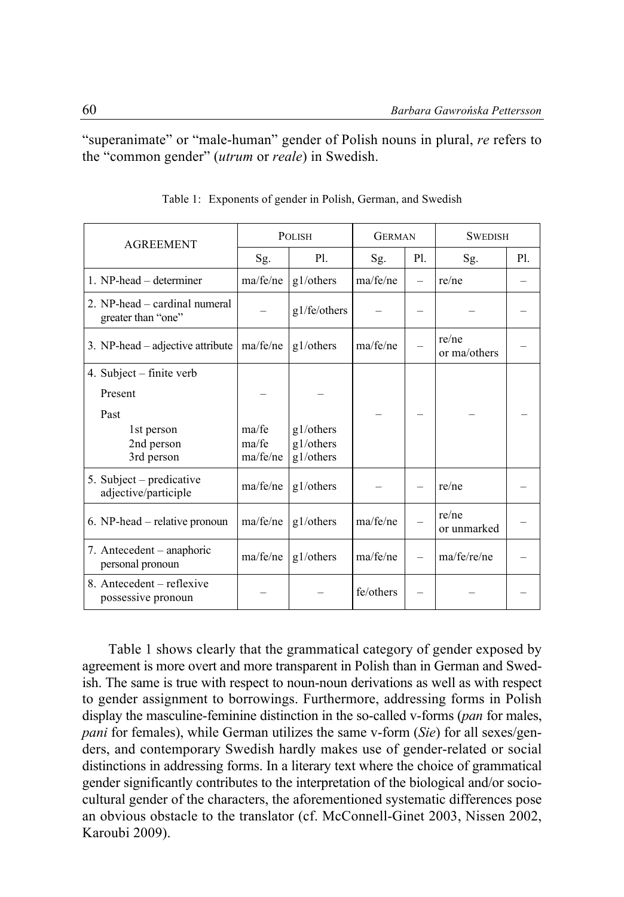"superanimate" or "male-human" gender of Polish nouns in plural, *re* refers to the "common gender" (*utrum* or *reale*) in Swedish.

Table 1: Exponents of gender in Polish, German, and Swedish

| AGREEMENT | POLISH | | GERMAN | | SWEDISH | |
|---|---|---|---|---|---|---|
| | Sg. | Pl. | Sg. | Pl. | Sg. | Pl. |
| 1. NP-head – determiner | ma/fe/ne | g1/others | ma/fe/ne | – | re/ne | – |
| 2. NP-head – cardinal numeral greater than "one" | – | g1/fe/others | – | – | – | – |
| 3. NP-head – adjective attribute | ma/fe/ne | g1/others | ma/fe/ne | – | re/ne or ma/others | – |
| 4. Subject – finite verb | | | – | – | – | – |
| Present | – | – | | | | |
| Past | | | | | | |
| 1st person | ma/fe | g1/others | | | | |
| 2nd person | ma/fe | g1/others | | | | |
| 3rd person | ma/fe/ne | g1/others | | | | |
| 5. Subject – predicative adjective/participle | ma/fe/ne | g1/others | – | – | re/ne | – |
| 6. NP-head – relative pronoun | ma/fe/ne | g1/others | ma/fe/ne | – | re/ne or unmarked | – |
| 7. Antecedent – anaphoric personal pronoun | ma/fe/ne | g1/others | ma/fe/ne | – | ma/fe/re/ne | – |
| 8. Antecedent – reflexive possessive pronoun | – | – | fe/others | – | – | – |

Table 1 shows clearly that the grammatical category of gender exposed by agreement is more overt and more transparent in Polish than in German and Swedish. The same is true with respect to noun-noun derivations as well as with respect to gender assignment to borrowings. Furthermore, addressing forms in Polish display the masculine-feminine distinction in the so-called v-forms (*pan* for males, *pani* for females), while German utilizes the same v-form (*Sie*) for all sexes/genders, and contemporary Swedish hardly makes use of gender-related or social distinctions in addressing forms. In a literary text where the choice of grammatical gender significantly contributes to the interpretation of the biological and/or socio-cultural gender of the characters, the aforementioned systematic differences pose an obvious obstacle to the translator (cf. McConnell-Ginet 2003, Nissen 2002, Karoubi 2009).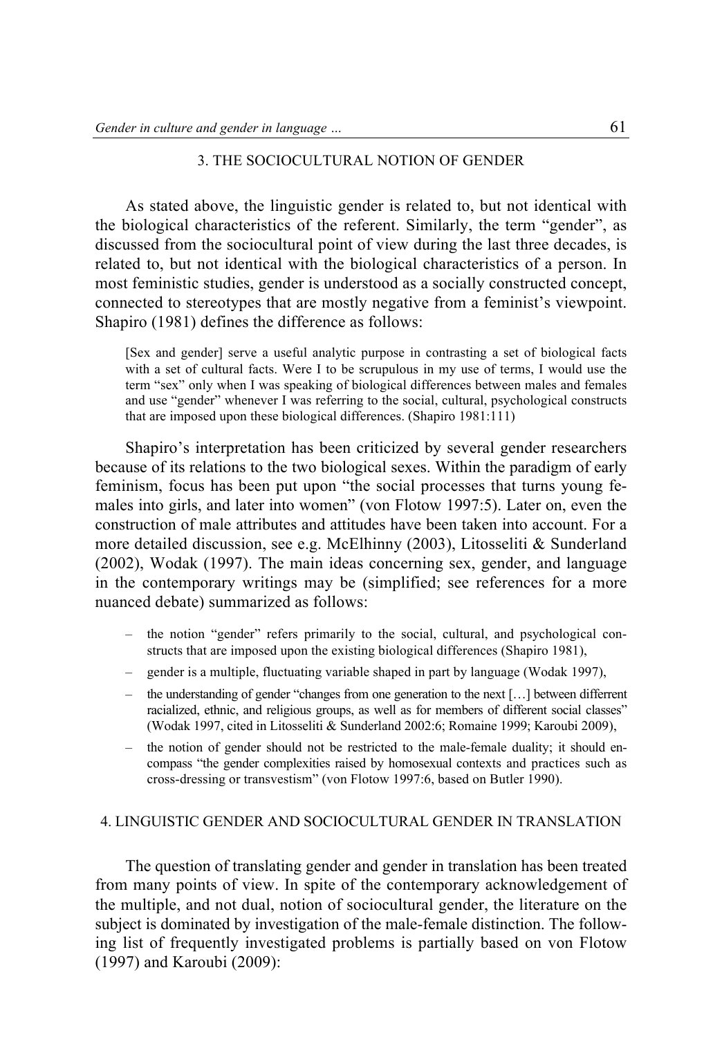## 3. THE SOCIOCULTURAL NOTION OF GENDER

As stated above, the linguistic gender is related to, but not identical with the biological characteristics of the referent. Similarly, the term "gender", as discussed from the sociocultural point of view during the last three decades, is related to, but not identical with the biological characteristics of a person. In most feministic studies, gender is understood as a socially constructed concept, connected to stereotypes that are mostly negative from a feminist's viewpoint. Shapiro (1981) defines the difference as follows:

> [Sex and gender] serve a useful analytic purpose in contrasting a set of biological facts with a set of cultural facts. Were I to be scrupulous in my use of terms, I would use the term "sex" only when I was speaking of biological differences between males and females and use "gender" whenever I was referring to the social, cultural, psychological constructs that are imposed upon these biological differences. (Shapiro 1981:111)

Shapiro's interpretation has been criticized by several gender researchers because of its relations to the two biological sexes. Within the paradigm of early feminism, focus has been put upon "the social processes that turns young females into girls, and later into women" (von Flotow 1997:5). Later on, even the construction of male attributes and attitudes have been taken into account. For a more detailed discussion, see e.g. McElhinny (2003), Litosseliti & Sunderland (2002), Wodak (1997). The main ideas concerning sex, gender, and language in the contemporary writings may be (simplified; see references for a more nuanced debate) summarized as follows:

- the notion "gender" refers primarily to the social, cultural, and psychological constructs that are imposed upon the existing biological differences (Shapiro 1981),
- gender is a multiple, fluctuating variable shaped in part by language (Wodak 1997),
- the understanding of gender "changes from one generation to the next […] between differrent racialized, ethnic, and religious groups, as well as for members of different social classes" (Wodak 1997, cited in Litosseliti & Sunderland 2002:6; Romaine 1999; Karoubi 2009),
- the notion of gender should not be restricted to the male-female duality; it should encompass "the gender complexities raised by homosexual contexts and practices such as cross-dressing or transvestism" (von Flotow 1997:6, based on Butler 1990).

## 4. LINGUISTIC GENDER AND SOCIOCULTURAL GENDER IN TRANSLATION

The question of translating gender and gender in translation has been treated from many points of view. In spite of the contemporary acknowledgement of the multiple, and not dual, notion of sociocultural gender, the literature on the subject is dominated by investigation of the male-female distinction. The following list of frequently investigated problems is partially based on von Flotow (1997) and Karoubi (2009):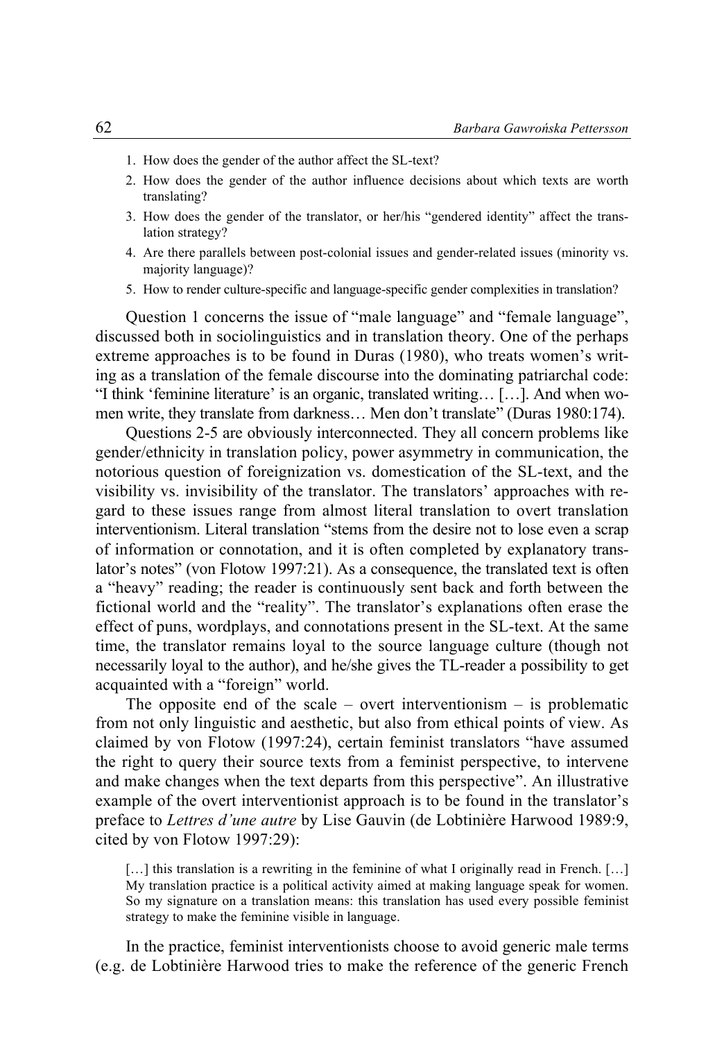1. How does the gender of the author affect the SL-text?
2. How does the gender of the author influence decisions about which texts are worth translating?
3. How does the gender of the translator, or her/his "gendered identity" affect the translation strategy?
4. Are there parallels between post-colonial issues and gender-related issues (minority vs. majority language)?
5. How to render culture-specific and language-specific gender complexities in translation?

Question 1 concerns the issue of "male language" and "female language", discussed both in sociolinguistics and in translation theory. One of the perhaps extreme approaches is to be found in Duras (1980), who treats women's writing as a translation of the female discourse into the dominating patriarchal code: "I think 'feminine literature' is an organic, translated writing… […]. And when women write, they translate from darkness… Men don't translate" (Duras 1980:174).

Questions 2-5 are obviously interconnected. They all concern problems like gender/ethnicity in translation policy, power asymmetry in communication, the notorious question of foreignization vs. domestication of the SL-text, and the visibility vs. invisibility of the translator. The translators' approaches with regard to these issues range from almost literal translation to overt translation interventionism. Literal translation "stems from the desire not to lose even a scrap of information or connotation, and it is often completed by explanatory translator's notes" (von Flotow 1997:21). As a consequence, the translated text is often a "heavy" reading; the reader is continuously sent back and forth between the fictional world and the "reality". The translator's explanations often erase the effect of puns, wordplays, and connotations present in the SL-text. At the same time, the translator remains loyal to the source language culture (though not necessarily loyal to the author), and he/she gives the TL-reader a possibility to get acquainted with a "foreign" world.

The opposite end of the scale – overt interventionism – is problematic from not only linguistic and aesthetic, but also from ethical points of view. As claimed by von Flotow (1997:24), certain feminist translators "have assumed the right to query their source texts from a feminist perspective, to intervene and make changes when the text departs from this perspective". An illustrative example of the overt interventionist approach is to be found in the translator's preface to *Lettres d'une autre* by Lise Gauvin (de Lobtinière Harwood 1989:9, cited by von Flotow 1997:29):

> […] this translation is a rewriting in the feminine of what I originally read in French. […] My translation practice is a political activity aimed at making language speak for women. So my signature on a translation means: this translation has used every possible feminist strategy to make the feminine visible in language.

In the practice, feminist interventionists choose to avoid generic male terms (e.g. de Lobtinière Harwood tries to make the reference of the generic French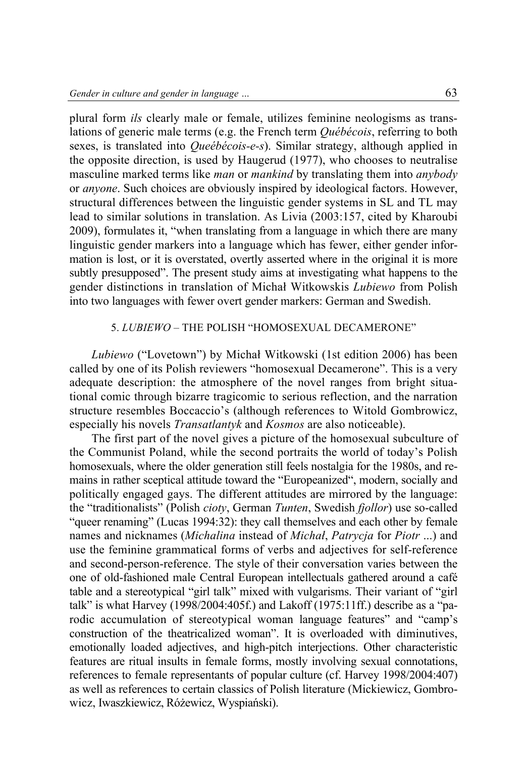plural form *ils* clearly male or female, utilizes feminine neologisms as translations of generic male terms (e.g. the French term *Québécois*, referring to both sexes, is translated into *Queébécois-e-s*). Similar strategy, although applied in the opposite direction, is used by Haugerud (1977), who chooses to neutralise masculine marked terms like *man* or *mankind* by translating them into *anybody* or *anyone*. Such choices are obviously inspired by ideological factors. However, structural differences between the linguistic gender systems in SL and TL may lead to similar solutions in translation. As Livia (2003:157, cited by Kharoubi 2009), formulates it, "when translating from a language in which there are many linguistic gender markers into a language which has fewer, either gender information is lost, or it is overstated, overtly asserted where in the original it is more subtly presupposed". The present study aims at investigating what happens to the gender distinctions in translation of Michał Witkowskis *Lubiewo* from Polish into two languages with fewer overt gender markers: German and Swedish.

## 5. *LUBIEWO* – THE POLISH "HOMOSEXUAL DECAMERONE"

*Lubiewo* ("Lovetown") by Michał Witkowski (1st edition 2006) has been called by one of its Polish reviewers "homosexual Decamerone". This is a very adequate description: the atmosphere of the novel ranges from bright situational comic through bizarre tragicomic to serious reflection, and the narration structure resembles Boccaccio's (although references to Witold Gombrowicz, especially his novels *Transatlantyk* and *Kosmos* are also noticeable).

The first part of the novel gives a picture of the homosexual subculture of the Communist Poland, while the second portraits the world of today's Polish homosexuals, where the older generation still feels nostalgia for the 1980s, and remains in rather sceptical attitude toward the "Europeanized", modern, socially and politically engaged gays. The different attitudes are mirrored by the language: the "traditionalists" (Polish *cioty*, German *Tunten*, Swedish *fjollor*) use so-called "queer renaming" (Lucas 1994:32): they call themselves and each other by female names and nicknames (*Michalina* instead of *Michał*, *Patrycja* for *Piotr* ...) and use the feminine grammatical forms of verbs and adjectives for self-reference and second-person-reference. The style of their conversation varies between the one of old-fashioned male Central European intellectuals gathered around a café table and a stereotypical "girl talk" mixed with vulgarisms. Their variant of "girl talk" is what Harvey (1998/2004:405f.) and Lakoff (1975:11ff.) describe as a "parodic accumulation of stereotypical woman language features" and "camp's construction of the theatricalized woman". It is overloaded with diminutives, emotionally loaded adjectives, and high-pitch interjections. Other characteristic features are ritual insults in female forms, mostly involving sexual connotations, references to female representants of popular culture (cf. Harvey 1998/2004:407) as well as references to certain classics of Polish literature (Mickiewicz, Gombrowicz, Iwaszkiewicz, Różewicz, Wyspiański).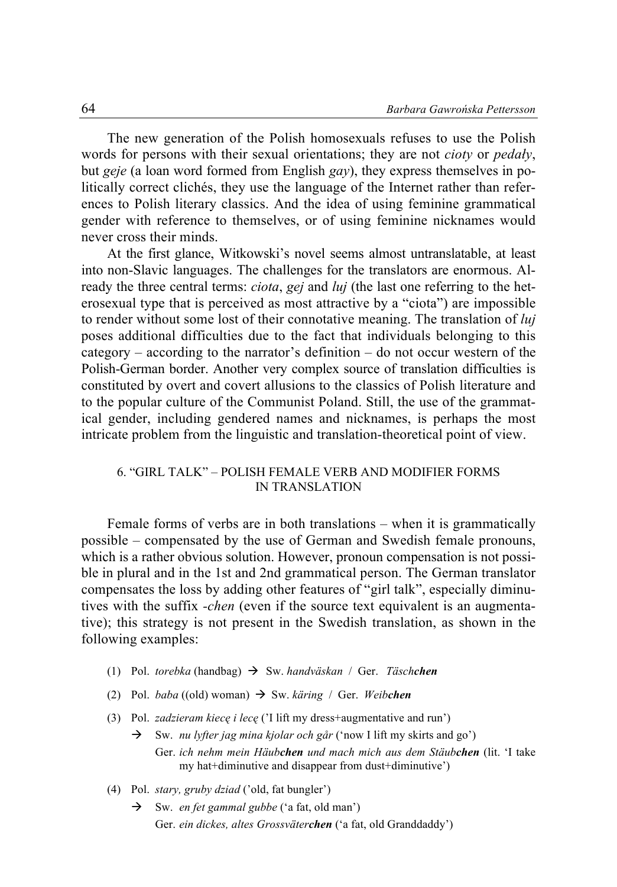The new generation of the Polish homosexuals refuses to use the Polish words for persons with their sexual orientations; they are not *cioty* or *pedały*, but *geje* (a loan word formed from English *gay*), they express themselves in politically correct clichés, they use the language of the Internet rather than references to Polish literary classics. And the idea of using feminine grammatical gender with reference to themselves, or of using feminine nicknames would never cross their minds.

At the first glance, Witkowski's novel seems almost untranslatable, at least into non-Slavic languages. The challenges for the translators are enormous. Already the three central terms: *ciota*, *gej* and *luj* (the last one referring to the heterosexual type that is perceived as most attractive by a "ciota") are impossible to render without some lost of their connotative meaning. The translation of *luj* poses additional difficulties due to the fact that individuals belonging to this category – according to the narrator's definition – do not occur western of the Polish-German border. Another very complex source of translation difficulties is constituted by overt and covert allusions to the classics of Polish literature and to the popular culture of the Communist Poland. Still, the use of the grammatical gender, including gendered names and nicknames, is perhaps the most intricate problem from the linguistic and translation-theoretical point of view.

## 6. "GIRL TALK" – POLISH FEMALE VERB AND MODIFIER FORMS IN TRANSLATION

Female forms of verbs are in both translations – when it is grammatically possible – compensated by the use of German and Swedish female pronouns, which is a rather obvious solution. However, pronoun compensation is not possible in plural and in the 1st and 2nd grammatical person. The German translator compensates the loss by adding other features of "girl talk", especially diminutives with the suffix *-chen* (even if the source text equivalent is an augmentative); this strategy is not present in the Swedish translation, as shown in the following examples:

(1) Pol. *torebka* (handbag) → Sw. *handväskan* / Ger. *Täsch**chen***

(2) Pol. *baba* ((old) woman) → Sw. *käring* / Ger. *Weib**chen***

(3) Pol. *zadzieram kiecę i lecę* ('I lift my dress+augmentative and run')
→ Sw. *nu lyfter jag mina kjolar och går* ('now I lift my skirts and go')
Ger. *ich nehm mein Häub**chen** und mach mich aus dem Stäub**chen*** (lit. 'I take my hat+diminutive and disappear from dust+diminutive')

(4) Pol. *stary, gruby dziad* ('old, fat bungler')
→ Sw. *en fet gammal gubbe* ('a fat, old man')
Ger. *ein dickes, altes Grossväter**chen*** ('a fat, old Granddaddy')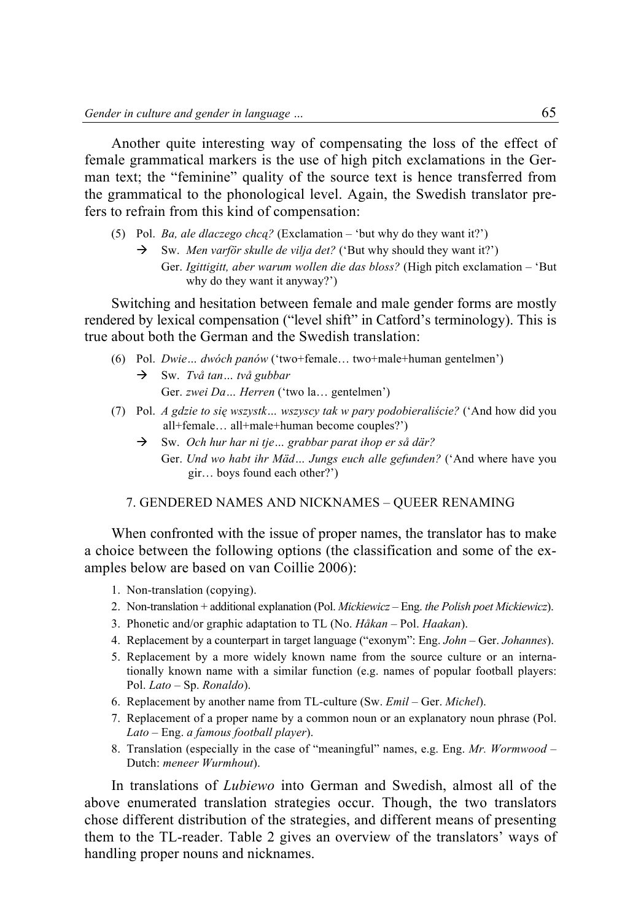Another quite interesting way of compensating the loss of the effect of female grammatical markers is the use of high pitch exclamations in the German text; the "feminine" quality of the source text is hence transferred from the grammatical to the phonological level. Again, the Swedish translator prefers to refrain from this kind of compensation:

(5) Pol. *Ba, ale dlaczego chcą?* (Exclamation – 'but why do they want it?')
 → Sw. *Men varför skulle de vilja det?* ('But why should they want it?')
 Ger. *Igittigitt, aber warum wollen die das bloss?* (High pitch exclamation – 'But why do they want it anyway?')

Switching and hesitation between female and male gender forms are mostly rendered by lexical compensation ("level shift" in Catford's terminology). This is true about both the German and the Swedish translation:

(6) Pol. *Dwie… dwóch panów* ('two+female… two+male+human gentelmen')
 → Sw. *Två tan… två gubbar*
 Ger. *zwei Da… Herren* ('two la… gentelmen')

(7) Pol. *A gdzie to się wszystk… wszyscy tak w pary podobieraliście?* ('And how did you all+female… all+male+human become couples?')
 → Sw. *Och hur har ni tje… grabbar parat ihop er så där?*
 Ger. *Und wo habt ihr Mäd… Jungs euch alle gefunden?* ('And where have you gir… boys found each other?')

## 7. GENDERED NAMES AND NICKNAMES – QUEER RENAMING

When confronted with the issue of proper names, the translator has to make a choice between the following options (the classification and some of the examples below are based on van Coillie 2006):

1. Non-translation (copying).
2. Non-translation + additional explanation (Pol. *Mickiewicz* – Eng. *the Polish poet Mickiewicz*).
3. Phonetic and/or graphic adaptation to TL (No. *Håkan* – Pol. *Haakan*).
4. Replacement by a counterpart in target language ("exonym": Eng. *John* – Ger. *Johannes*).
5. Replacement by a more widely known name from the source culture or an internationally known name with a similar function (e.g. names of popular football players: Pol. *Lato* – Sp. *Ronaldo*).
6. Replacement by another name from TL-culture (Sw. *Emil* – Ger. *Michel*).
7. Replacement of a proper name by a common noun or an explanatory noun phrase (Pol. *Lato* – Eng. *a famous football player*).
8. Translation (especially in the case of "meaningful" names, e.g. Eng. *Mr. Wormwood* – Dutch: *meneer Wurmhout*).

In translations of *Lubiewo* into German and Swedish, almost all of the above enumerated translation strategies occur. Though, the two translators chose different distribution of the strategies, and different means of presenting them to the TL-reader. Table 2 gives an overview of the translators' ways of handling proper nouns and nicknames.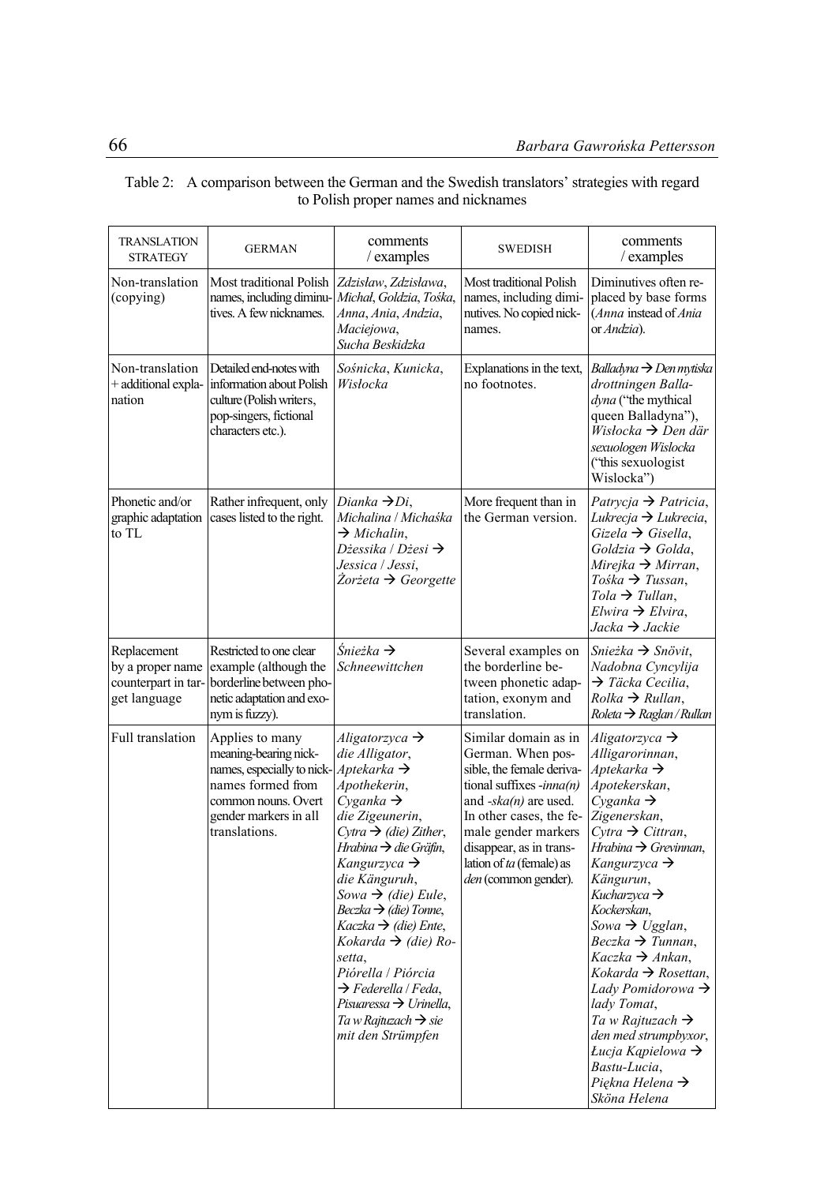Table 2: A comparison between the German and the Swedish translators' strategies with regard to Polish proper names and nicknames

| TRANSLATION STRATEGY | GERMAN | comments / examples | SWEDISH | comments / examples |
|---|---|---|---|---|
| Non-translation (copying) | Most traditional Polish names, including diminutives. A few nicknames. | *Zdzisław*, *Zdzisława*, *Michał*, *Goldzia*, *Tośka*, *Anna*, *Ania*, *Andzia*, *Maciejowa*, *Sucha Beskidzka* | Most traditional Polish names, including diminutives. No copied nicknames. | Diminutives often replaced by base forms (*Anna* instead of *Ania* or *Andzia*). |
| Non-translation + additional explanation | Detailed end-notes with information about Polish culture (Polish writers, pop-singers, fictional characters etc.). | *Sośnicka*, *Kunicka*, *Wisłocka* | Explanations in the text, no footnotes. | *Balladyna* → *Den mytiska drottningen Balladyna* ("the mythical queen Balladyna"), *Wisłocka* → *Den där sexuologen Wislocka* ("this sexuologist Wislocka") |
| Phonetic and/or graphic adaptation to TL | Rather infrequent, only cases listed to the right. | *Dianka* → *Di*, *Michalina* / *Michaśka* → *Michalin*, *Dżessika* / *Dżesi* → *Jessica* / *Jessi*, *Żorżeta* → *Georgette* | More frequent than in the German version. | *Patrycja* → *Patricia*, *Lukrecja* → *Lukrecia*, *Gizela* → *Gisella*, *Goldzia* → *Golda*, *Mirejka* → *Mirran*, *Tośka* → *Tussan*, *Tola* → *Tullan*, *Elwira* → *Elvira*, *Jacka* → *Jackie* |
| Replacement by a proper name counterpart in target language | Restricted to one clear example (although the borderline between phonetic adaptation and exonym is fuzzy). | *Śnieżka* → *Schneewittchen* | Several examples on the borderline between phonetic adaptation, exonym and translation. | *Snieżka* → *Snövit*, *Nadobna Cyncylija* → *Täcka Cecilia*, *Rolka* → *Rullan*, *Roleta* → *Raglan* / *Rullan* |
| Full translation | Applies to many meaning-bearing nicknames, especially to nicknames formed from common nouns. Overt gender markers in all translations. | *Aligatorzyca* → *die Alligator*, *Aptekarka* → *Apothekerin*, *Cyganka* → *die Zigeunerin*, *Cytra* → *(die) Zither*, *Hrabina* → *die Gräfin*, *Kangurzyca* → *die Känguruh*, *Sowa* → *(die) Eule*, *Beczka* → *(die) Tonne*, *Kaczka* → *(die) Ente*, *Kokarda* → *(die) Rosetta*, *Piórella* / *Piórcia* → *Federella* / *Feda*, *Pisuaressa* → *Urinella*, *Ta w Rajtuzach* → *sie mit den Strümpfen* | Similar domain as in German. When possible, the female derivational suffixes *-inna(n)* and *-ska(n)* are used. In other cases, the female gender markers disappear, as in translation of *ta* (female) as *den* (common gender). | *Aligatorzyca* → *Alligarorinnan*, *Aptekarka* → *Apotekerskan*, *Cyganka* → *Zigenerskan*, *Cytra* → *Cittran*, *Hrabina* → *Grevinnan*, *Kangurzyca* → *Kängurun*, *Kucharzyca* → *Kockerskan*, *Sowa* → *Ugglan*, *Beczka* → *Tunnan*, *Kaczka* → *Ankan*, *Kokarda* → *Rosettan*, *Lady Pomidorowa* → *lady Tomat*, *Ta w Rajtuzach* → *den med strumpbyxor*, *Łucja Kąpielowa* → *Bastu-Lucia*, *Piękna Helena* → *Sköna Helena* |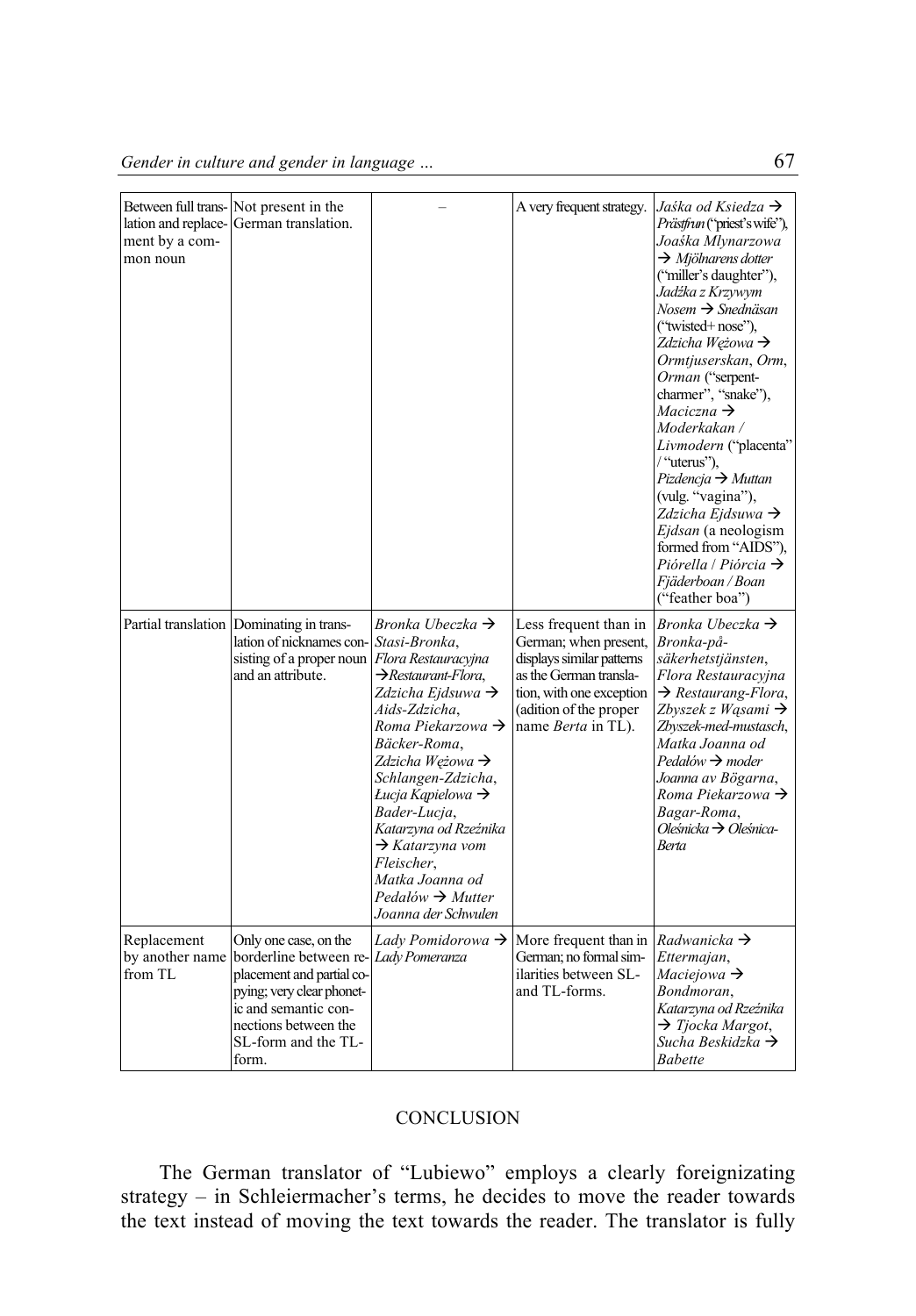| Between full translation and replacement by a common noun | Not present in the German translation. | – | A very frequent strategy. | *Jaśka od Ksiedza* → *Prästfrun* ("priest's wife"), *Joaśka Mlynarzowa* → *Mjölnarens dotter* ("miller's daughter"), *Jadźka z Krzywym Nosem* → *Snednäsan* ("twisted+ nose"), *Zdzicha Wężowa* → *Ormtjuserskan*, *Orm*, *Orman* ("serpent-charmer", "snake"), *Maciczna* → *Moderkakan* / *Livmodern* ("placenta" / "uterus"), *Pizdencja* → *Muttan* (vulg. "vagina"), *Zdzicha Ejdsuwa* → *Ejdsan* (a neologism formed from "AIDS"), *Piórella* / *Piórcia* → *Fjäderboan* / *Boan* ("feather boa") |
|---|---|---|---|---|
| Partial translation | Dominating in translation of nicknames consisting of a proper noun and an attribute. | *Bronka Ubeczka* → *Stasi-Bronka*, *Flora Restauracyjna* → *Restaurant-Flora*, *Zdzicha Ejdsuwa* → *Aids-Zdzicha*, *Roma Piekarzowa* → *Bäcker-Roma*, *Zdzicha Wężowa* → *Schlangen-Zdzicha*, *Łucja Kąpielowa* → *Bader-Lucja*, *Katarzyna od Rzeźnika* → *Katarzyna vom Fleischer*, *Matka Joanna od Pedałów* → *Mutter Joanna der Schwulen* | Less frequent than in German; when present, displays similar patterns as the German translation, with one exception (addition of the proper name *Berta* in TL). | *Bronka Ubeczka* → *Bronka-på-säkerhetstjänsten*, *Flora Restauracyjna* → *Restaurang-Flora*, *Zbyszek z Wąsami* → *Zbyszek-med-mustasch*, *Matka Joanna od Pedałów* → *moder Joanna av Bögarna*, *Roma Piekarzowa* → *Bagar-Roma*, *Oleśnicka* → *Oleśnica-Berta* |
| Replacement by another name from TL | Only one case, on the borderline between replacement and partial copying; very clear phonetic and semantic connections between the SL-form and the TL-form. | *Lady Pomidorowa* → *Lady Pomeranza* | More frequent than in German; no formal similarities between SL- and TL-forms. | *Radwanicka* → *Ettermajan*, *Maciejowa* → *Bondmoran*, *Katarzyna od Rzeźnika* → *Tjocka Margot*, *Sucha Beskidzka* → *Babette* |

## CONCLUSION

The German translator of "Lubiewo" employs a clearly foreignizating strategy – in Schleiermacher's terms, he decides to move the reader towards the text instead of moving the text towards the reader. The translator is fully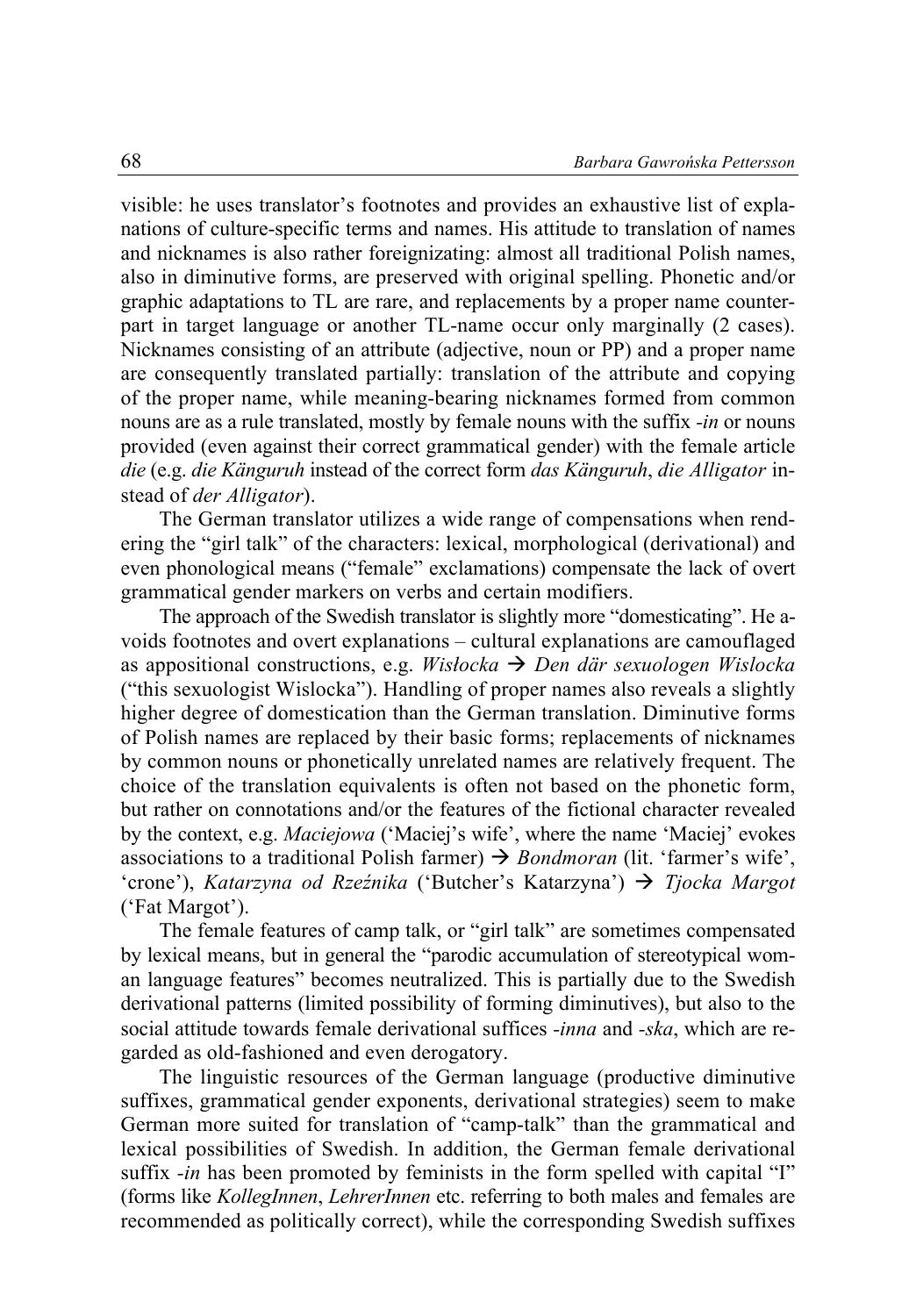visible: he uses translator's footnotes and provides an exhaustive list of explanations of culture-specific terms and names. His attitude to translation of names and nicknames is also rather foreignizating: almost all traditional Polish names, also in diminutive forms, are preserved with original spelling. Phonetic and/or graphic adaptations to TL are rare, and replacements by a proper name counterpart in target language or another TL-name occur only marginally (2 cases). Nicknames consisting of an attribute (adjective, noun or PP) and a proper name are consequently translated partially: translation of the attribute and copying of the proper name, while meaning-bearing nicknames formed from common nouns are as a rule translated, mostly by female nouns with the suffix *-in* or nouns provided (even against their correct grammatical gender) with the female article *die* (e.g. *die Känguruh* instead of the correct form *das Känguruh*, *die Alligator* instead of *der Alligator*).

The German translator utilizes a wide range of compensations when rendering the "girl talk" of the characters: lexical, morphological (derivational) and even phonological means ("female" exclamations) compensate the lack of overt grammatical gender markers on verbs and certain modifiers.

The approach of the Swedish translator is slightly more "domesticating". He avoids footnotes and overt explanations – cultural explanations are camouflaged as appositional constructions, e.g. *Wisłocka* → *Den där sexuologen Wislocka* ("this sexuologist Wislocka"). Handling of proper names also reveals a slightly higher degree of domestication than the German translation. Diminutive forms of Polish names are replaced by their basic forms; replacements of nicknames by common nouns or phonetically unrelated names are relatively frequent. The choice of the translation equivalents is often not based on the phonetic form, but rather on connotations and/or the features of the fictional character revealed by the context, e.g. *Maciejowa* ('Maciej's wife', where the name 'Maciej' evokes associations to a traditional Polish farmer) → *Bondmoran* (lit. 'farmer's wife', 'crone'), *Katarzyna od Rzeźnika* ('Butcher's Katarzyna') → *Tjocka Margot* ('Fat Margot').

The female features of camp talk, or "girl talk" are sometimes compensated by lexical means, but in general the "parodic accumulation of stereotypical woman language features" becomes neutralized. This is partially due to the Swedish derivational patterns (limited possibility of forming diminutives), but also to the social attitude towards female derivational suffices *-inna* and *-ska*, which are regarded as old-fashioned and even derogatory.

The linguistic resources of the German language (productive diminutive suffixes, grammatical gender exponents, derivational strategies) seem to make German more suited for translation of "camp-talk" than the grammatical and lexical possibilities of Swedish. In addition, the German female derivational suffix *-in* has been promoted by feminists in the form spelled with capital "I" (forms like *KollegInnen*, *LehrerInnen* etc. referring to both males and females are recommended as politically correct), while the corresponding Swedish suffixes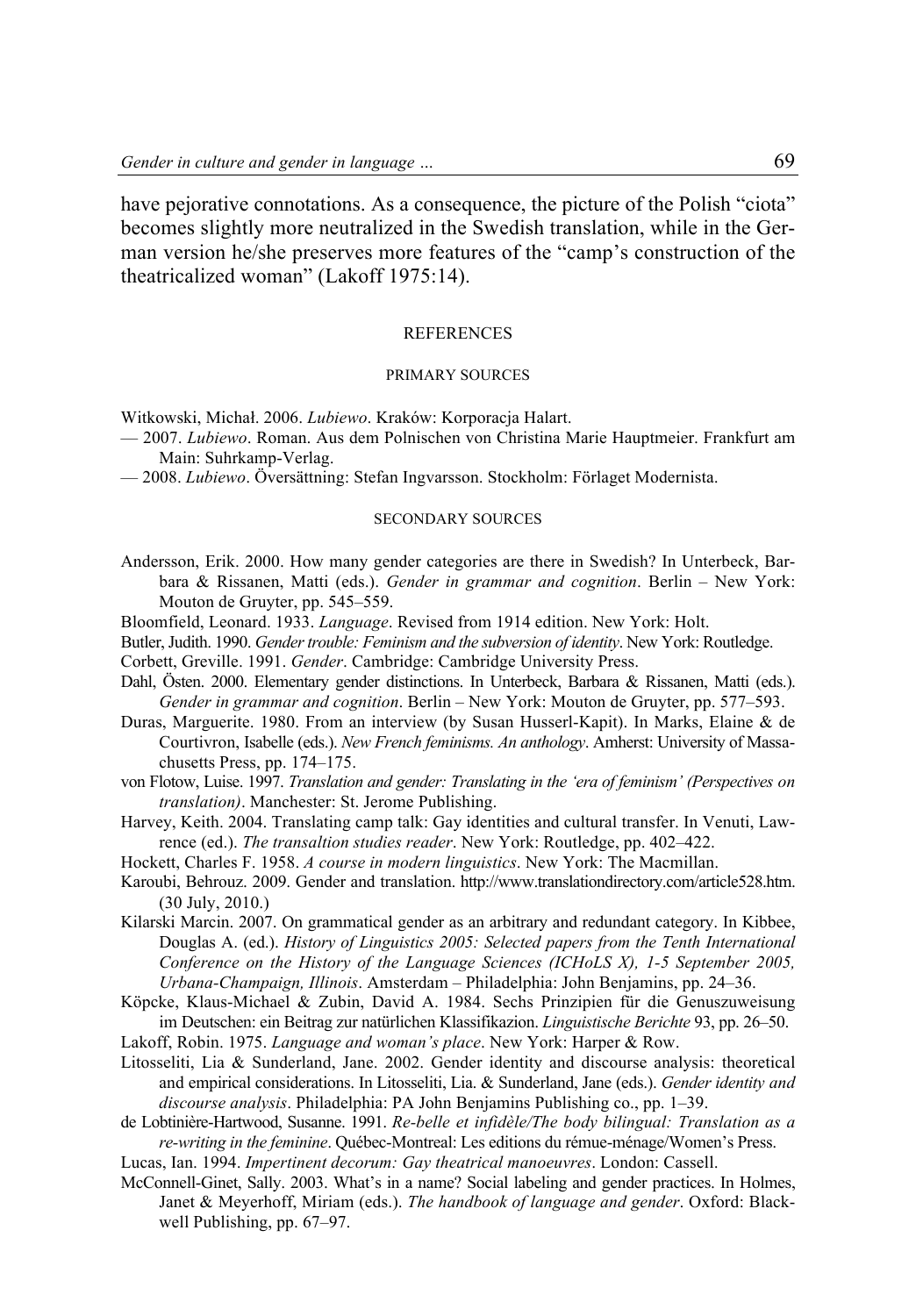have pejorative connotations. As a consequence, the picture of the Polish "ciota" becomes slightly more neutralized in the Swedish translation, while in the German version he/she preserves more features of the "camp's construction of the theatricalized woman" (Lakoff 1975:14).

## REFERENCES

### PRIMARY SOURCES

Witkowski, Michał. 2006. *Lubiewo*. Kraków: Korporacja Halart.

— 2007. *Lubiewo*. Roman. Aus dem Polnischen von Christina Marie Hauptmeier. Frankfurt am Main: Suhrkamp-Verlag.

— 2008. *Lubiewo*. Översättning: Stefan Ingvarsson. Stockholm: Förlaget Modernista.

### SECONDARY SOURCES

Andersson, Erik. 2000. How many gender categories are there in Swedish? In Unterbeck, Barbara & Rissanen, Matti (eds.). *Gender in grammar and cognition*. Berlin – New York: Mouton de Gruyter, pp. 545–559.

Bloomfield, Leonard. 1933. *Language*. Revised from 1914 edition. New York: Holt.

Butler, Judith. 1990. *Gender trouble: Feminism and the subversion of identity*. New York: Routledge.

Corbett, Greville. 1991. *Gender*. Cambridge: Cambridge University Press.

Dahl, Östen. 2000. Elementary gender distinctions. In Unterbeck, Barbara & Rissanen, Matti (eds.). *Gender in grammar and cognition*. Berlin – New York: Mouton de Gruyter, pp. 577–593.

Duras, Marguerite. 1980. From an interview (by Susan Husserl-Kapit). In Marks, Elaine & de Courtivron, Isabelle (eds.). *New French feminisms. An anthology*. Amherst: University of Massachusetts Press, pp. 174–175.

von Flotow, Luise. 1997. *Translation and gender: Translating in the 'era of feminism' (Perspectives on translation)*. Manchester: St. Jerome Publishing.

Harvey, Keith. 2004. Translating camp talk: Gay identities and cultural transfer. In Venuti, Lawrence (ed.). *The transaltion studies reader*. New York: Routledge, pp. 402–422.

Hockett, Charles F. 1958. *A course in modern linguistics*. New York: The Macmillan.

Karoubi, Behrouz. 2009. Gender and translation. http://www.translationdirectory.com/article528.htm. (30 July, 2010.)

Kilarski Marcin. 2007. On grammatical gender as an arbitrary and redundant category. In Kibbee, Douglas A. (ed.). *History of Linguistics 2005: Selected papers from the Tenth International Conference on the History of the Language Sciences (ICHoLS X), 1-5 September 2005, Urbana-Champaign, Illinois*. Amsterdam – Philadelphia: John Benjamins, pp. 24–36.

Köpcke, Klaus-Michael & Zubin, David A. 1984. Sechs Prinzipien für die Genuszuweisung im Deutschen: ein Beitrag zur natürlichen Klassifikazion. *Linguistische Berichte* 93, pp. 26–50.

Lakoff, Robin. 1975. *Language and woman's place*. New York: Harper & Row.

Litosseliti, Lia & Sunderland, Jane. 2002. Gender identity and discourse analysis: theoretical and empirical considerations. In Litosseliti, Lia. & Sunderland, Jane (eds.). *Gender identity and discourse analysis*. Philadelphia: PA John Benjamins Publishing co., pp. 1–39.

de Lobtinière-Hartwood, Susanne. 1991. *Re-belle et infidèle/The body bilingual: Translation as a re-writing in the feminine*. Québec-Montreal: Les editions du rémue-ménage/Women's Press.

Lucas, Ian. 1994. *Impertinent decorum: Gay theatrical manoeuvres*. London: Cassell.

McConnell-Ginet, Sally. 2003. What's in a name? Social labeling and gender practices. In Holmes, Janet & Meyerhoff, Miriam (eds.). *The handbook of language and gender*. Oxford: Blackwell Publishing, pp. 67–97.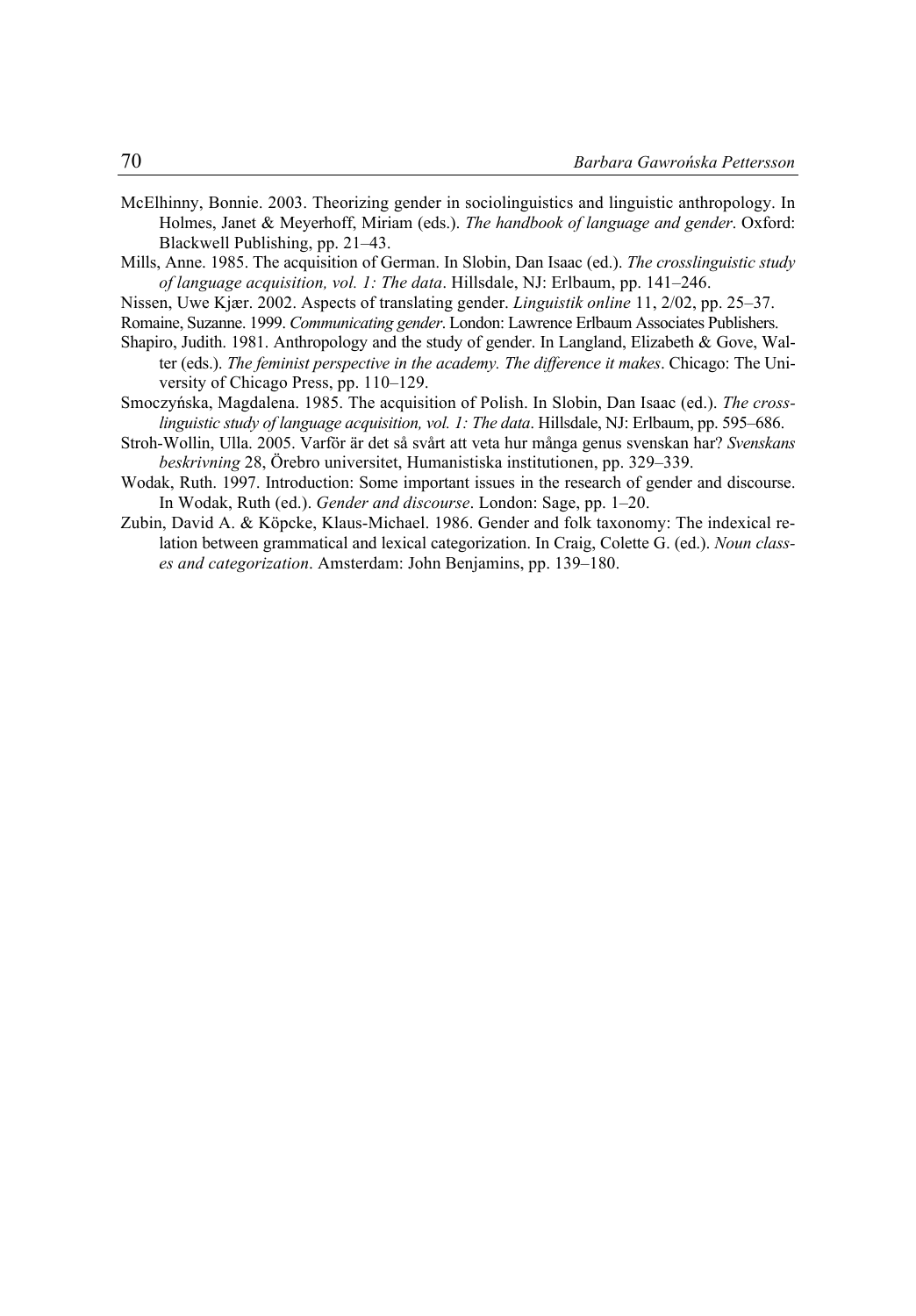McElhinny, Bonnie. 2003. Theorizing gender in sociolinguistics and linguistic anthropology. In Holmes, Janet & Meyerhoff, Miriam (eds.). *The handbook of language and gender*. Oxford: Blackwell Publishing, pp. 21–43.

Mills, Anne. 1985. The acquisition of German. In Slobin, Dan Isaac (ed.). *The crosslinguistic study of language acquisition, vol. 1: The data*. Hillsdale, NJ: Erlbaum, pp. 141–246.

Nissen, Uwe Kjær. 2002. Aspects of translating gender. *Linguistik online* 11, 2/02, pp. 25–37.

Romaine, Suzanne. 1999. *Communicating gender*. London: Lawrence Erlbaum Associates Publishers.

Shapiro, Judith. 1981. Anthropology and the study of gender. In Langland, Elizabeth & Gove, Walter (eds.). *The feminist perspective in the academy. The difference it makes*. Chicago: The University of Chicago Press, pp. 110–129.

Smoczyńska, Magdalena. 1985. The acquisition of Polish. In Slobin, Dan Isaac (ed.). *The crosslinguistic study of language acquisition, vol. 1: The data*. Hillsdale, NJ: Erlbaum, pp. 595–686.

Stroh-Wollin, Ulla. 2005. Varför är det så svårt att veta hur många genus svenskan har? *Svenskans beskrivning* 28, Örebro universitet, Humanistiska institutionen, pp. 329–339.

Wodak, Ruth. 1997. Introduction: Some important issues in the research of gender and discourse. In Wodak, Ruth (ed.). *Gender and discourse*. London: Sage, pp. 1–20.

Zubin, David A. & Köpcke, Klaus-Michael. 1986. Gender and folk taxonomy: The indexical relation between grammatical and lexical categorization. In Craig, Colette G. (ed.). *Noun classes and categorization*. Amsterdam: John Benjamins, pp. 139–180.